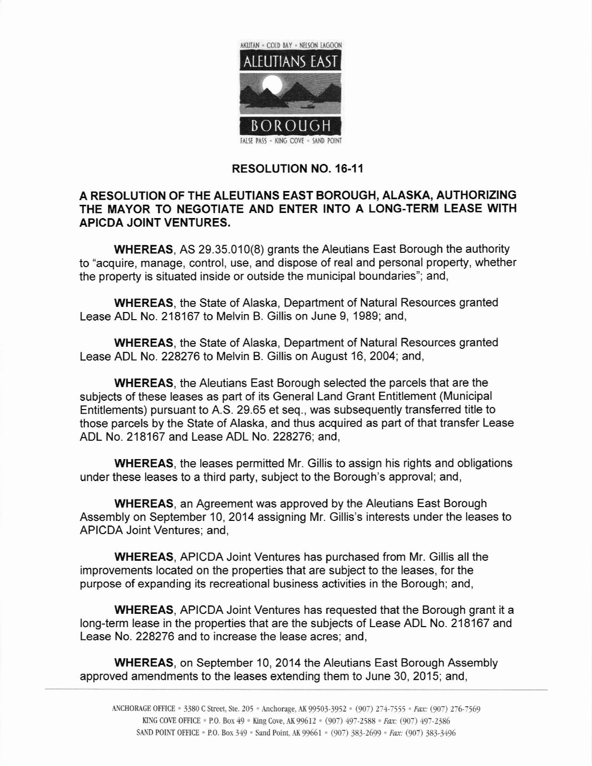AKUTAN • COLD BAY • NELSON LAGOON

ALEUTIANS EAST

BOROUGH

FALSE PASS • KING COVE • SAND POINT

## RESOLUTION NO. 16-11

### A RESOLUTION OF THE ALEUTIANS EAST BOROUGH, ALASKA, AUTHORIZING THE MAYOR TO NEGOTIATE AND ENTER INTO A LONG-TERM LEASE WITH APICDA JOINT VENTURES.

**WHEREAS**, AS 29.35.010(8) grants the Aleutians East Borough the authority to "acquire, manage, control, use, and dispose of real and personal property, whether the property is situated inside or outside the municipal boundaries"; and,

**WHEREAS**, the State of Alaska, Department of Natural Resources granted Lease ADL No. 218167 to Melvin B. Gillis on June 9, 1989; and,

**WHEREAS**, the State of Alaska, Department of Natural Resources granted Lease ADL No. 228276 to Melvin B. Gillis on August 16, 2004; and,

**WHEREAS**, the Aleutians East Borough selected the parcels that are the subjects of these leases as part of its General Land Grant Entitlement (Municipal Entitlements) pursuant to A.S. 29.65 et seq., was subsequently transferred title to those parcels by the State of Alaska, and thus acquired as part of that transfer Lease ADL No. 218167 and Lease ADL No. 228276; and,

**WHEREAS**, the leases permitted Mr. Gillis to assign his rights and obligations under these leases to a third party, subject to the Borough's approval; and,

**WHEREAS**, an Agreement was approved by the Aleutians East Borough Assembly on September 10, 2014 assigning Mr. Gillis's interests under the leases to APICDA Joint Ventures; and,

**WHEREAS**, APICDA Joint Ventures has purchased from Mr. Gillis all the improvements located on the properties that are subject to the leases, for the purpose of expanding its recreational business activities in the Borough; and,

**WHEREAS**, APICDA Joint Ventures has requested that the Borough grant it a long-term lease in the properties that are the subjects of Lease ADL No. 218167 and Lease No. 228276 and to increase the lease acres; and,

**WHEREAS**, on September 10, 2014 the Aleutians East Borough Assembly approved amendments to the leases extending them to June 30, 2015; and,

ANCHORAGE OFFICE • 3380 C Street, Ste. 205 • Anchorage, AK 99503-3952 • (907) 274-7555 • *Fax:* (907) 276-7569
KING COVE OFFICE • P.O. Box 49 • King Cove, AK 99612 • (907) 497-2588 • *Fax:* (907) 497-2386
SAND POINT OFFICE • P.O. Box 349 • Sand Point, AK 99661 • (907) 383-2699 • *Fax:* (907) 383-3496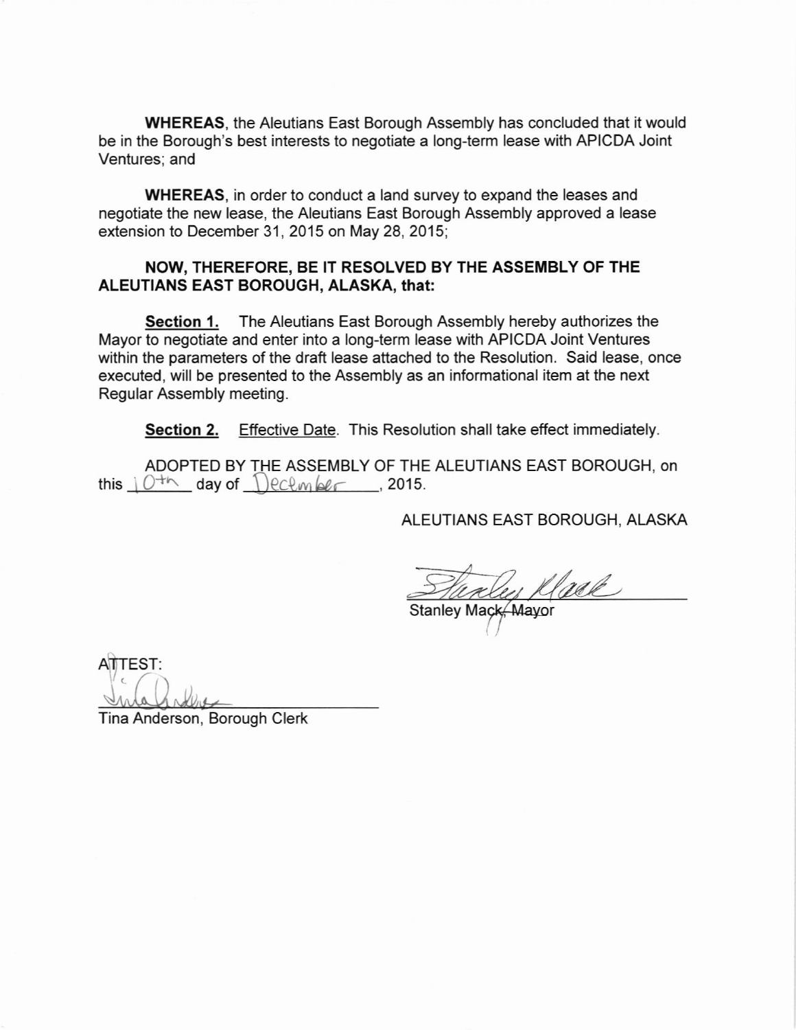**WHEREAS**, the Aleutians East Borough Assembly has concluded that it would be in the Borough's best interests to negotiate a long-term lease with APICDA Joint Ventures; and

**WHEREAS**, in order to conduct a land survey to expand the leases and negotiate the new lease, the Aleutians East Borough Assembly approved a lease extension to December 31, 2015 on May 28, 2015;

**NOW, THEREFORE, BE IT RESOLVED BY THE ASSEMBLY OF THE ALEUTIANS EAST BOROUGH, ALASKA, that:**

**Section 1.** The Aleutians East Borough Assembly hereby authorizes the Mayor to negotiate and enter into a long-term lease with APICDA Joint Ventures within the parameters of the draft lease attached to the Resolution. Said lease, once executed, will be presented to the Assembly as an informational item at the next Regular Assembly meeting.

**Section 2.** Effective Date. This Resolution shall take effect immediately.

ADOPTED BY THE ASSEMBLY OF THE ALEUTIANS EAST BOROUGH, on this 10th day of December, 2015.

ALEUTIANS EAST BOROUGH, ALASKA

Stanley Mack, Mayor

ATTEST:

Tina Anderson, Borough Clerk